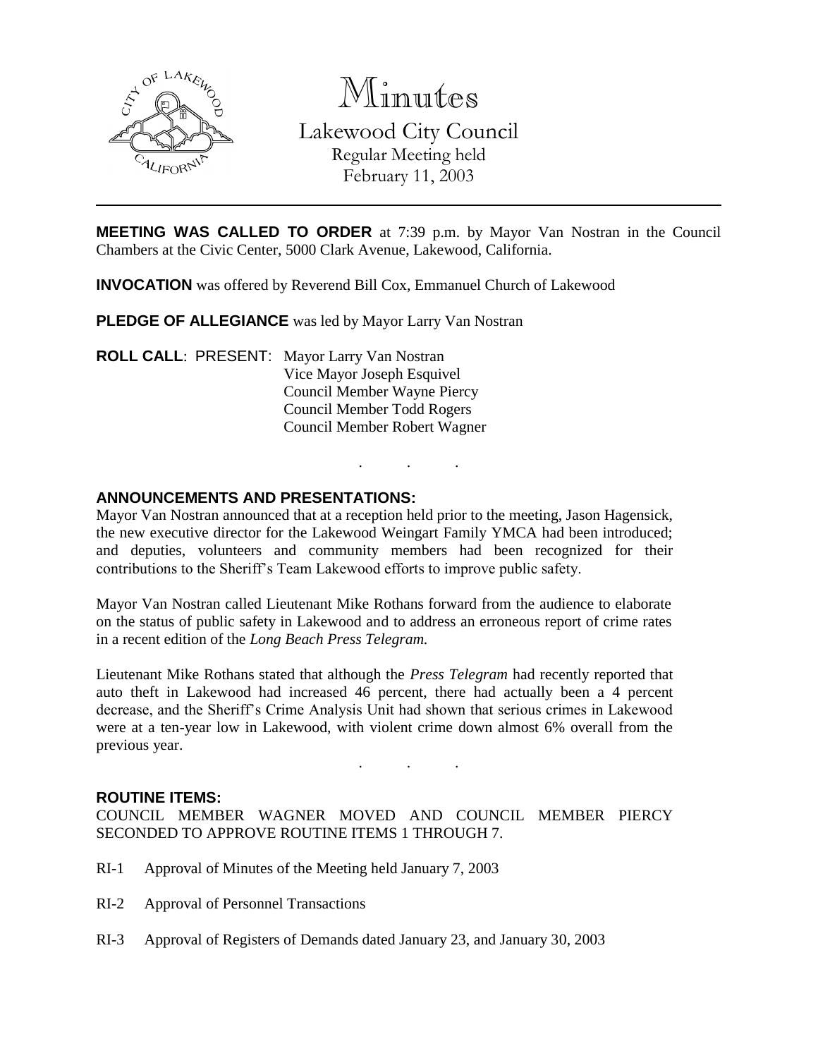# Minutes

## Lakewood City Council

Regular Meeting held
February 11, 2003

---

**MEETING WAS CALLED TO ORDER** at 7:39 p.m. by Mayor Van Nostran in the Council Chambers at the Civic Center, 5000 Clark Avenue, Lakewood, California.

**INVOCATION** was offered by Reverend Bill Cox, Emmanuel Church of Lakewood

**PLEDGE OF ALLEGIANCE** was led by Mayor Larry Van Nostran

**ROLL CALL**: PRESENT: Mayor Larry Van Nostran
Vice Mayor Joseph Esquivel
Council Member Wayne Piercy
Council Member Todd Rogers
Council Member Robert Wagner

. . .

**ANNOUNCEMENTS AND PRESENTATIONS:**

Mayor Van Nostran announced that at a reception held prior to the meeting, Jason Hagensick, the new executive director for the Lakewood Weingart Family YMCA had been introduced; and deputies, volunteers and community members had been recognized for their contributions to the Sheriff's Team Lakewood efforts to improve public safety.

Mayor Van Nostran called Lieutenant Mike Rothans forward from the audience to elaborate on the status of public safety in Lakewood and to address an erroneous report of crime rates in a recent edition of the *Long Beach Press Telegram.*

Lieutenant Mike Rothans stated that although the *Press Telegram* had recently reported that auto theft in Lakewood had increased 46 percent, there had actually been a 4 percent decrease, and the Sheriff's Crime Analysis Unit had shown that serious crimes in Lakewood were at a ten-year low in Lakewood, with violent crime down almost 6% overall from the previous year.

. . .

**ROUTINE ITEMS:**

COUNCIL MEMBER WAGNER MOVED AND COUNCIL MEMBER PIERCY SECONDED TO APPROVE ROUTINE ITEMS 1 THROUGH 7.

RI-1 Approval of Minutes of the Meeting held January 7, 2003

RI-2 Approval of Personnel Transactions

RI-3 Approval of Registers of Demands dated January 23, and January 30, 2003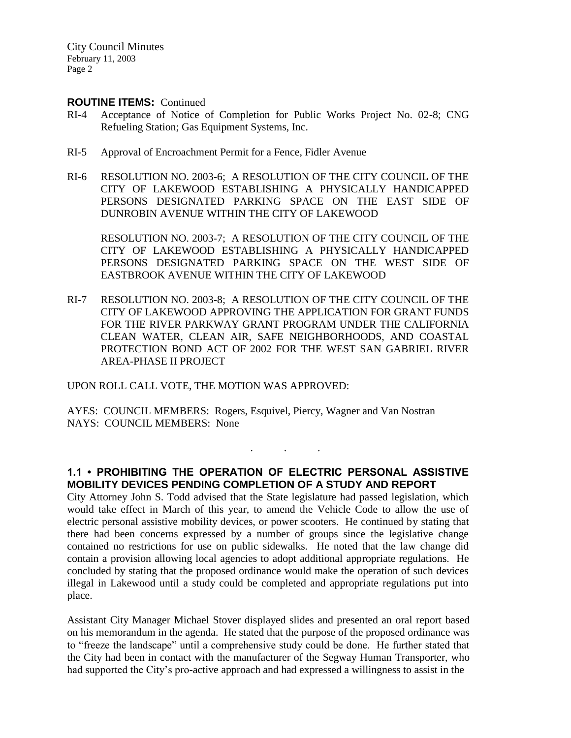**ROUTINE ITEMS:** Continued

RI-4 Acceptance of Notice of Completion for Public Works Project No. 02-8; CNG Refueling Station; Gas Equipment Systems, Inc.

RI-5 Approval of Encroachment Permit for a Fence, Fidler Avenue

RI-6 RESOLUTION NO. 2003-6; A RESOLUTION OF THE CITY COUNCIL OF THE CITY OF LAKEWOOD ESTABLISHING A PHYSICALLY HANDICAPPED PERSONS DESIGNATED PARKING SPACE ON THE EAST SIDE OF DUNROBIN AVENUE WITHIN THE CITY OF LAKEWOOD

RESOLUTION NO. 2003-7; A RESOLUTION OF THE CITY COUNCIL OF THE CITY OF LAKEWOOD ESTABLISHING A PHYSICALLY HANDICAPPED PERSONS DESIGNATED PARKING SPACE ON THE WEST SIDE OF EASTBROOK AVENUE WITHIN THE CITY OF LAKEWOOD

RI-7 RESOLUTION NO. 2003-8; A RESOLUTION OF THE CITY COUNCIL OF THE CITY OF LAKEWOOD APPROVING THE APPLICATION FOR GRANT FUNDS FOR THE RIVER PARKWAY GRANT PROGRAM UNDER THE CALIFORNIA CLEAN WATER, CLEAN AIR, SAFE NEIGHBORHOODS, AND COASTAL PROTECTION BOND ACT OF 2002 FOR THE WEST SAN GABRIEL RIVER AREA-PHASE II PROJECT

UPON ROLL CALL VOTE, THE MOTION WAS APPROVED:

AYES: COUNCIL MEMBERS: Rogers, Esquivel, Piercy, Wagner and Van Nostran
NAYS: COUNCIL MEMBERS: None

. . .

**1.1 • PROHIBITING THE OPERATION OF ELECTRIC PERSONAL ASSISTIVE MOBILITY DEVICES PENDING COMPLETION OF A STUDY AND REPORT**

City Attorney John S. Todd advised that the State legislature had passed legislation, which would take effect in March of this year, to amend the Vehicle Code to allow the use of electric personal assistive mobility devices, or power scooters. He continued by stating that there had been concerns expressed by a number of groups since the legislative change contained no restrictions for use on public sidewalks. He noted that the law change did contain a provision allowing local agencies to adopt additional appropriate regulations. He concluded by stating that the proposed ordinance would make the operation of such devices illegal in Lakewood until a study could be completed and appropriate regulations put into place.

Assistant City Manager Michael Stover displayed slides and presented an oral report based on his memorandum in the agenda. He stated that the purpose of the proposed ordinance was to "freeze the landscape" until a comprehensive study could be done. He further stated that the City had been in contact with the manufacturer of the Segway Human Transporter, who had supported the City's pro-active approach and had expressed a willingness to assist in the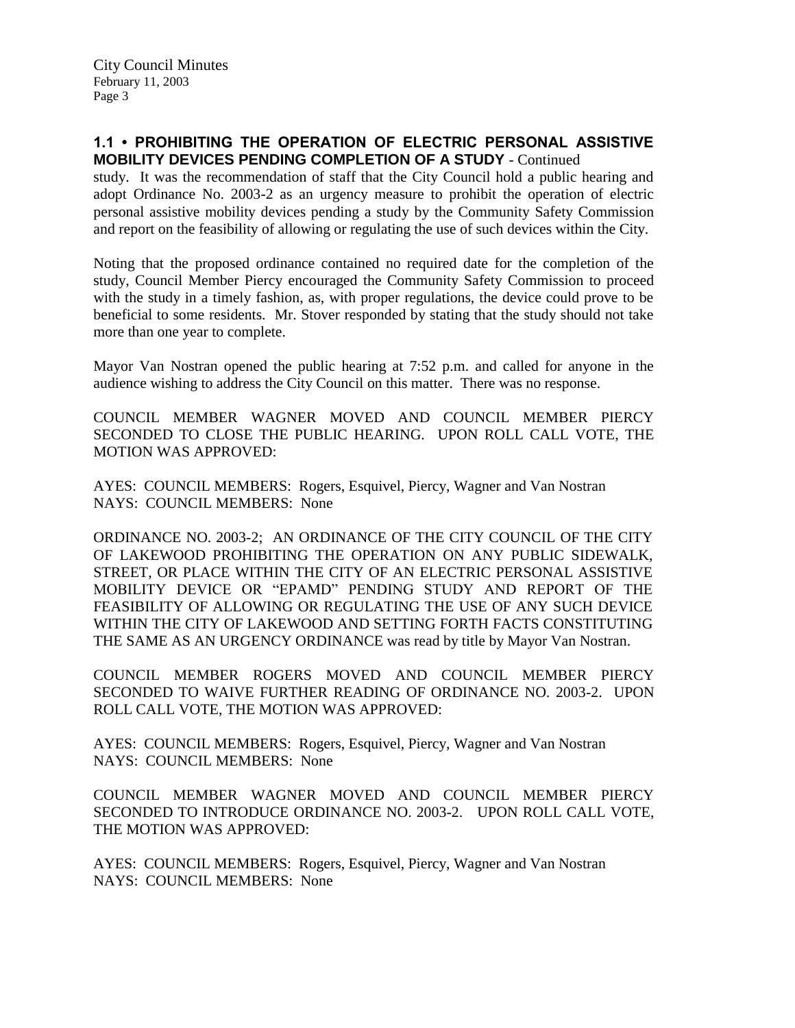**1.1 • PROHIBITING THE OPERATION OF ELECTRIC PERSONAL ASSISTIVE MOBILITY DEVICES PENDING COMPLETION OF A STUDY** - Continued

study. It was the recommendation of staff that the City Council hold a public hearing and adopt Ordinance No. 2003-2 as an urgency measure to prohibit the operation of electric personal assistive mobility devices pending a study by the Community Safety Commission and report on the feasibility of allowing or regulating the use of such devices within the City.

Noting that the proposed ordinance contained no required date for the completion of the study, Council Member Piercy encouraged the Community Safety Commission to proceed with the study in a timely fashion, as, with proper regulations, the device could prove to be beneficial to some residents. Mr. Stover responded by stating that the study should not take more than one year to complete.

Mayor Van Nostran opened the public hearing at 7:52 p.m. and called for anyone in the audience wishing to address the City Council on this matter. There was no response.

COUNCIL MEMBER WAGNER MOVED AND COUNCIL MEMBER PIERCY SECONDED TO CLOSE THE PUBLIC HEARING. UPON ROLL CALL VOTE, THE MOTION WAS APPROVED:

AYES: COUNCIL MEMBERS: Rogers, Esquivel, Piercy, Wagner and Van Nostran
NAYS: COUNCIL MEMBERS: None

ORDINANCE NO. 2003-2; AN ORDINANCE OF THE CITY COUNCIL OF THE CITY OF LAKEWOOD PROHIBITING THE OPERATION ON ANY PUBLIC SIDEWALK, STREET, OR PLACE WITHIN THE CITY OF AN ELECTRIC PERSONAL ASSISTIVE MOBILITY DEVICE OR "EPAMD" PENDING STUDY AND REPORT OF THE FEASIBILITY OF ALLOWING OR REGULATING THE USE OF ANY SUCH DEVICE WITHIN THE CITY OF LAKEWOOD AND SETTING FORTH FACTS CONSTITUTING THE SAME AS AN URGENCY ORDINANCE was read by title by Mayor Van Nostran.

COUNCIL MEMBER ROGERS MOVED AND COUNCIL MEMBER PIERCY SECONDED TO WAIVE FURTHER READING OF ORDINANCE NO. 2003-2. UPON ROLL CALL VOTE, THE MOTION WAS APPROVED:

AYES: COUNCIL MEMBERS: Rogers, Esquivel, Piercy, Wagner and Van Nostran
NAYS: COUNCIL MEMBERS: None

COUNCIL MEMBER WAGNER MOVED AND COUNCIL MEMBER PIERCY SECONDED TO INTRODUCE ORDINANCE NO. 2003-2. UPON ROLL CALL VOTE, THE MOTION WAS APPROVED:

AYES: COUNCIL MEMBERS: Rogers, Esquivel, Piercy, Wagner and Van Nostran
NAYS: COUNCIL MEMBERS: None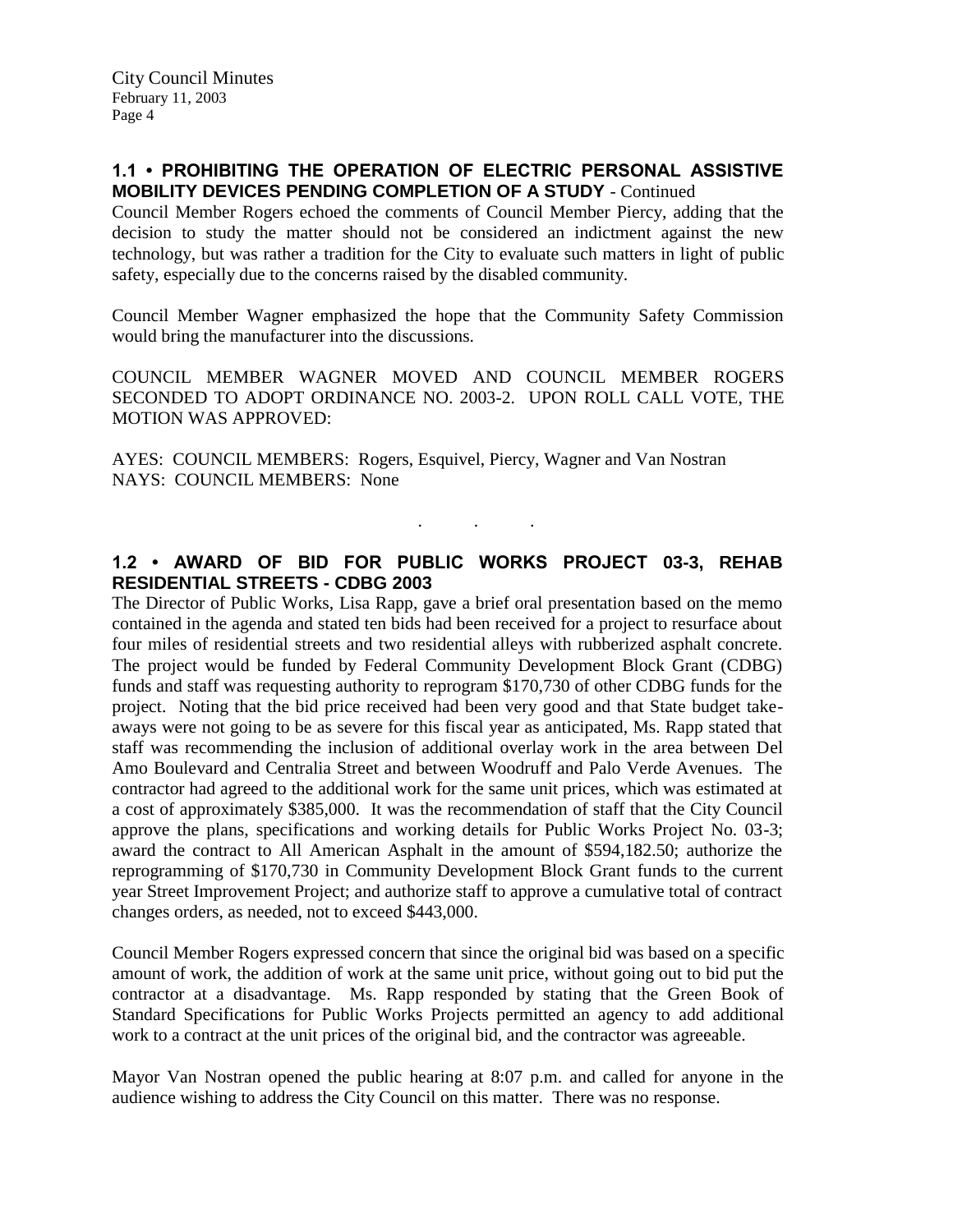### 1.1 • PROHIBITING THE OPERATION OF ELECTRIC PERSONAL ASSISTIVE MOBILITY DEVICES PENDING COMPLETION OF A STUDY - Continued

Council Member Rogers echoed the comments of Council Member Piercy, adding that the decision to study the matter should not be considered an indictment against the new technology, but was rather a tradition for the City to evaluate such matters in light of public safety, especially due to the concerns raised by the disabled community.

Council Member Wagner emphasized the hope that the Community Safety Commission would bring the manufacturer into the discussions.

COUNCIL MEMBER WAGNER MOVED AND COUNCIL MEMBER ROGERS SECONDED TO ADOPT ORDINANCE NO. 2003-2. UPON ROLL CALL VOTE, THE MOTION WAS APPROVED:

AYES: COUNCIL MEMBERS: Rogers, Esquivel, Piercy, Wagner and Van Nostran
NAYS: COUNCIL MEMBERS: None

. . .

### 1.2 • AWARD OF BID FOR PUBLIC WORKS PROJECT 03-3, REHAB RESIDENTIAL STREETS - CDBG 2003

The Director of Public Works, Lisa Rapp, gave a brief oral presentation based on the memo contained in the agenda and stated ten bids had been received for a project to resurface about four miles of residential streets and two residential alleys with rubberized asphalt concrete. The project would be funded by Federal Community Development Block Grant (CDBG) funds and staff was requesting authority to reprogram $170,730 of other CDBG funds for the project. Noting that the bid price received had been very good and that State budget take-aways were not going to be as severe for this fiscal year as anticipated, Ms. Rapp stated that staff was recommending the inclusion of additional overlay work in the area between Del Amo Boulevard and Centralia Street and between Woodruff and Palo Verde Avenues. The contractor had agreed to the additional work for the same unit prices, which was estimated at a cost of approximately $385,000. It was the recommendation of staff that the City Council approve the plans, specifications and working details for Public Works Project No. 03-3; award the contract to All American Asphalt in the amount of $594,182.50; authorize the reprogramming of $170,730 in Community Development Block Grant funds to the current year Street Improvement Project; and authorize staff to approve a cumulative total of contract changes orders, as needed, not to exceed $443,000.

Council Member Rogers expressed concern that since the original bid was based on a specific amount of work, the addition of work at the same unit price, without going out to bid put the contractor at a disadvantage. Ms. Rapp responded by stating that the Green Book of Standard Specifications for Public Works Projects permitted an agency to add additional work to a contract at the unit prices of the original bid, and the contractor was agreeable.

Mayor Van Nostran opened the public hearing at 8:07 p.m. and called for anyone in the audience wishing to address the City Council on this matter. There was no response.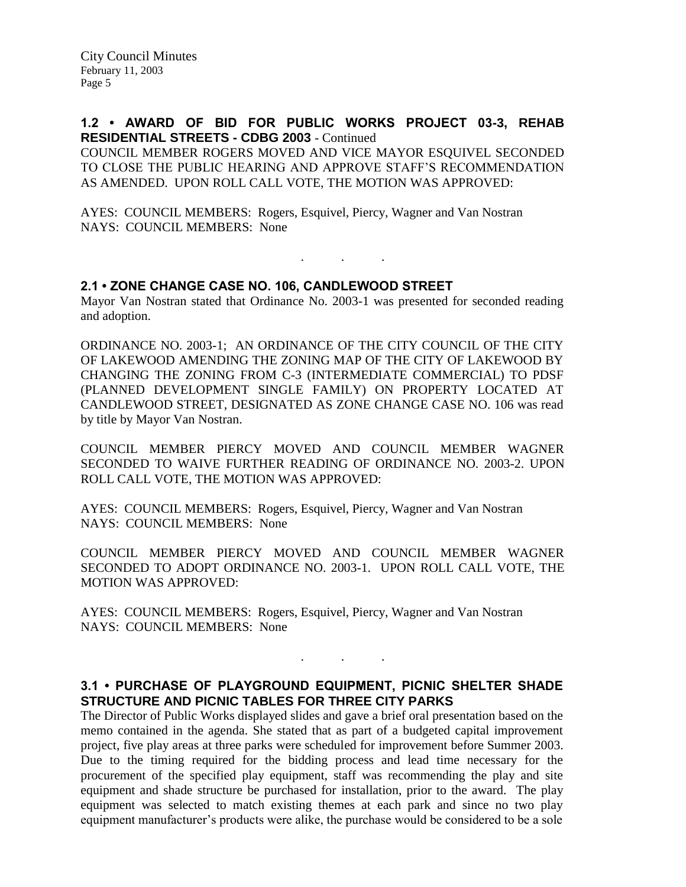## 1.2 • AWARD OF BID FOR PUBLIC WORKS PROJECT 03-3, REHAB RESIDENTIAL STREETS - CDBG 2003 - Continued

COUNCIL MEMBER ROGERS MOVED AND VICE MAYOR ESQUIVEL SECONDED TO CLOSE THE PUBLIC HEARING AND APPROVE STAFF'S RECOMMENDATION AS AMENDED. UPON ROLL CALL VOTE, THE MOTION WAS APPROVED:

AYES: COUNCIL MEMBERS: Rogers, Esquivel, Piercy, Wagner and Van Nostran
NAYS: COUNCIL MEMBERS: None

. . .

## 2.1 • ZONE CHANGE CASE NO. 106, CANDLEWOOD STREET

Mayor Van Nostran stated that Ordinance No. 2003-1 was presented for seconded reading and adoption.

ORDINANCE NO. 2003-1; AN ORDINANCE OF THE CITY COUNCIL OF THE CITY OF LAKEWOOD AMENDING THE ZONING MAP OF THE CITY OF LAKEWOOD BY CHANGING THE ZONING FROM C-3 (INTERMEDIATE COMMERCIAL) TO PDSF (PLANNED DEVELOPMENT SINGLE FAMILY) ON PROPERTY LOCATED AT CANDLEWOOD STREET, DESIGNATED AS ZONE CHANGE CASE NO. 106 was read by title by Mayor Van Nostran.

COUNCIL MEMBER PIERCY MOVED AND COUNCIL MEMBER WAGNER SECONDED TO WAIVE FURTHER READING OF ORDINANCE NO. 2003-2. UPON ROLL CALL VOTE, THE MOTION WAS APPROVED:

AYES: COUNCIL MEMBERS: Rogers, Esquivel, Piercy, Wagner and Van Nostran
NAYS: COUNCIL MEMBERS: None

COUNCIL MEMBER PIERCY MOVED AND COUNCIL MEMBER WAGNER SECONDED TO ADOPT ORDINANCE NO. 2003-1. UPON ROLL CALL VOTE, THE MOTION WAS APPROVED:

AYES: COUNCIL MEMBERS: Rogers, Esquivel, Piercy, Wagner and Van Nostran
NAYS: COUNCIL MEMBERS: None

. . .

## 3.1 • PURCHASE OF PLAYGROUND EQUIPMENT, PICNIC SHELTER SHADE STRUCTURE AND PICNIC TABLES FOR THREE CITY PARKS

The Director of Public Works displayed slides and gave a brief oral presentation based on the memo contained in the agenda. She stated that as part of a budgeted capital improvement project, five play areas at three parks were scheduled for improvement before Summer 2003. Due to the timing required for the bidding process and lead time necessary for the procurement of the specified play equipment, staff was recommending the play and site equipment and shade structure be purchased for installation, prior to the award. The play equipment was selected to match existing themes at each park and since no two play equipment manufacturer's products were alike, the purchase would be considered to be a sole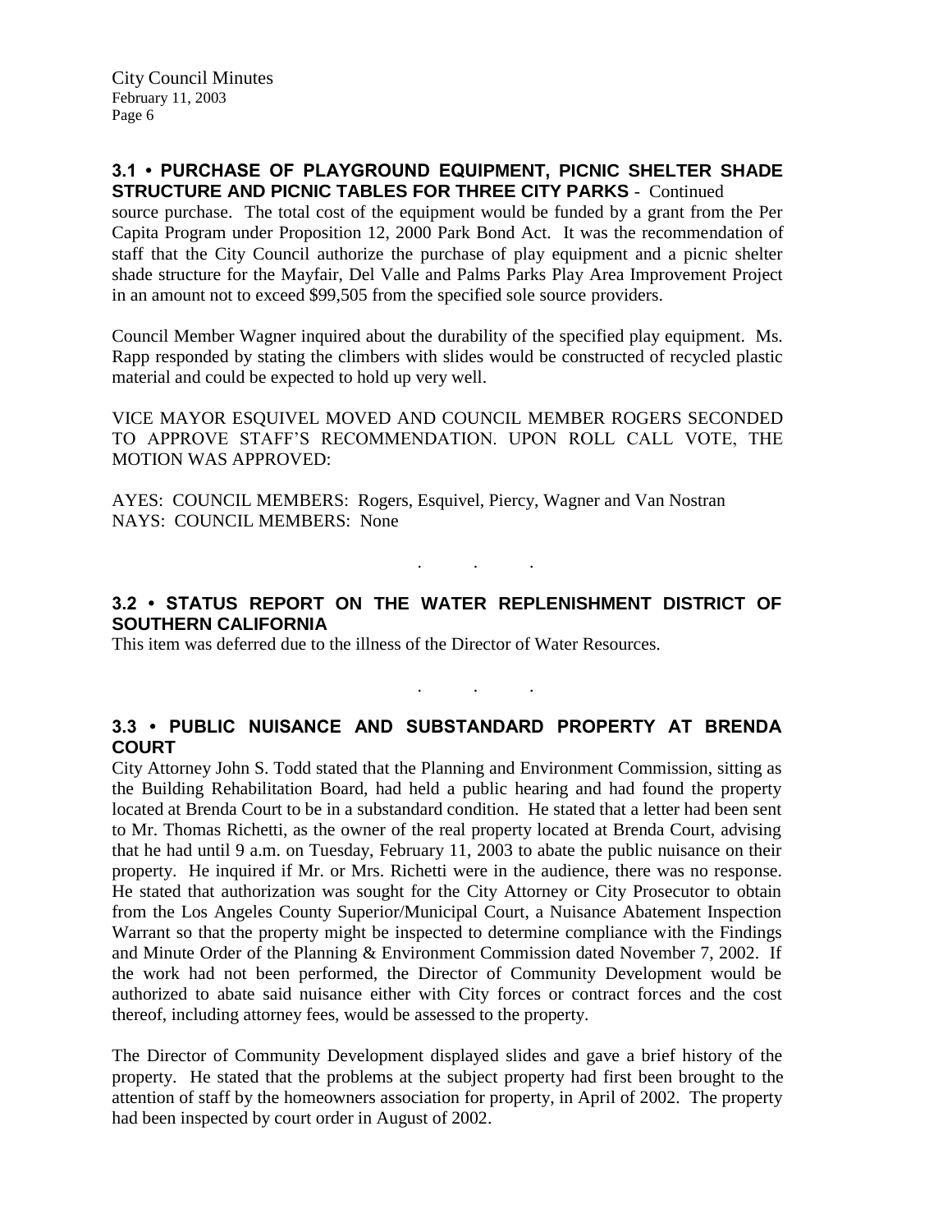### 3.1 • PURCHASE OF PLAYGROUND EQUIPMENT, PICNIC SHELTER SHADE STRUCTURE AND PICNIC TABLES FOR THREE CITY PARKS - Continued

source purchase. The total cost of the equipment would be funded by a grant from the Per Capita Program under Proposition 12, 2000 Park Bond Act. It was the recommendation of staff that the City Council authorize the purchase of play equipment and a picnic shelter shade structure for the Mayfair, Del Valle and Palms Parks Play Area Improvement Project in an amount not to exceed $99,505 from the specified sole source providers.

Council Member Wagner inquired about the durability of the specified play equipment. Ms. Rapp responded by stating the climbers with slides would be constructed of recycled plastic material and could be expected to hold up very well.

VICE MAYOR ESQUIVEL MOVED AND COUNCIL MEMBER ROGERS SECONDED TO APPROVE STAFF'S RECOMMENDATION. UPON ROLL CALL VOTE, THE MOTION WAS APPROVED:

AYES: COUNCIL MEMBERS: Rogers, Esquivel, Piercy, Wagner and Van Nostran
NAYS: COUNCIL MEMBERS: None

. . .

### 3.2 • STATUS REPORT ON THE WATER REPLENISHMENT DISTRICT OF SOUTHERN CALIFORNIA

This item was deferred due to the illness of the Director of Water Resources.

. . .

### 3.3 • PUBLIC NUISANCE AND SUBSTANDARD PROPERTY AT BRENDA COURT

City Attorney John S. Todd stated that the Planning and Environment Commission, sitting as the Building Rehabilitation Board, had held a public hearing and had found the property located at Brenda Court to be in a substandard condition. He stated that a letter had been sent to Mr. Thomas Richetti, as the owner of the real property located at Brenda Court, advising that he had until 9 a.m. on Tuesday, February 11, 2003 to abate the public nuisance on their property. He inquired if Mr. or Mrs. Richetti were in the audience, there was no response. He stated that authorization was sought for the City Attorney or City Prosecutor to obtain from the Los Angeles County Superior/Municipal Court, a Nuisance Abatement Inspection Warrant so that the property might be inspected to determine compliance with the Findings and Minute Order of the Planning & Environment Commission dated November 7, 2002. If the work had not been performed, the Director of Community Development would be authorized to abate said nuisance either with City forces or contract forces and the cost thereof, including attorney fees, would be assessed to the property.

The Director of Community Development displayed slides and gave a brief history of the property. He stated that the problems at the subject property had first been brought to the attention of staff by the homeowners association for property, in April of 2002. The property had been inspected by court order in August of 2002.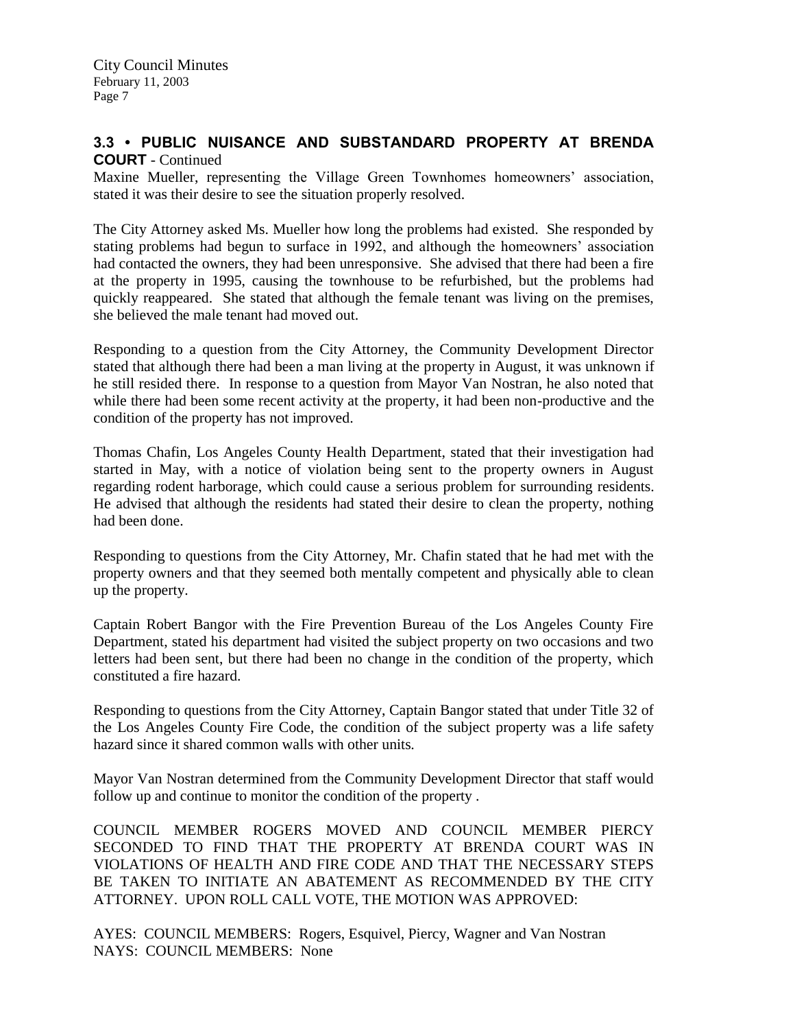### 3.3 • PUBLIC NUISANCE AND SUBSTANDARD PROPERTY AT BRENDA COURT - Continued

Maxine Mueller, representing the Village Green Townhomes homeowners' association, stated it was their desire to see the situation properly resolved.

The City Attorney asked Ms. Mueller how long the problems had existed. She responded by stating problems had begun to surface in 1992, and although the homeowners' association had contacted the owners, they had been unresponsive. She advised that there had been a fire at the property in 1995, causing the townhouse to be refurbished, but the problems had quickly reappeared. She stated that although the female tenant was living on the premises, she believed the male tenant had moved out.

Responding to a question from the City Attorney, the Community Development Director stated that although there had been a man living at the property in August, it was unknown if he still resided there. In response to a question from Mayor Van Nostran, he also noted that while there had been some recent activity at the property, it had been non-productive and the condition of the property has not improved.

Thomas Chafin, Los Angeles County Health Department, stated that their investigation had started in May, with a notice of violation being sent to the property owners in August regarding rodent harborage, which could cause a serious problem for surrounding residents. He advised that although the residents had stated their desire to clean the property, nothing had been done.

Responding to questions from the City Attorney, Mr. Chafin stated that he had met with the property owners and that they seemed both mentally competent and physically able to clean up the property.

Captain Robert Bangor with the Fire Prevention Bureau of the Los Angeles County Fire Department, stated his department had visited the subject property on two occasions and two letters had been sent, but there had been no change in the condition of the property, which constituted a fire hazard.

Responding to questions from the City Attorney, Captain Bangor stated that under Title 32 of the Los Angeles County Fire Code, the condition of the subject property was a life safety hazard since it shared common walls with other units.

Mayor Van Nostran determined from the Community Development Director that staff would follow up and continue to monitor the condition of the property .

COUNCIL MEMBER ROGERS MOVED AND COUNCIL MEMBER PIERCY SECONDED TO FIND THAT THE PROPERTY AT BRENDA COURT WAS IN VIOLATIONS OF HEALTH AND FIRE CODE AND THAT THE NECESSARY STEPS BE TAKEN TO INITIATE AN ABATEMENT AS RECOMMENDED BY THE CITY ATTORNEY. UPON ROLL CALL VOTE, THE MOTION WAS APPROVED:

AYES: COUNCIL MEMBERS: Rogers, Esquivel, Piercy, Wagner and Van Nostran
NAYS: COUNCIL MEMBERS: None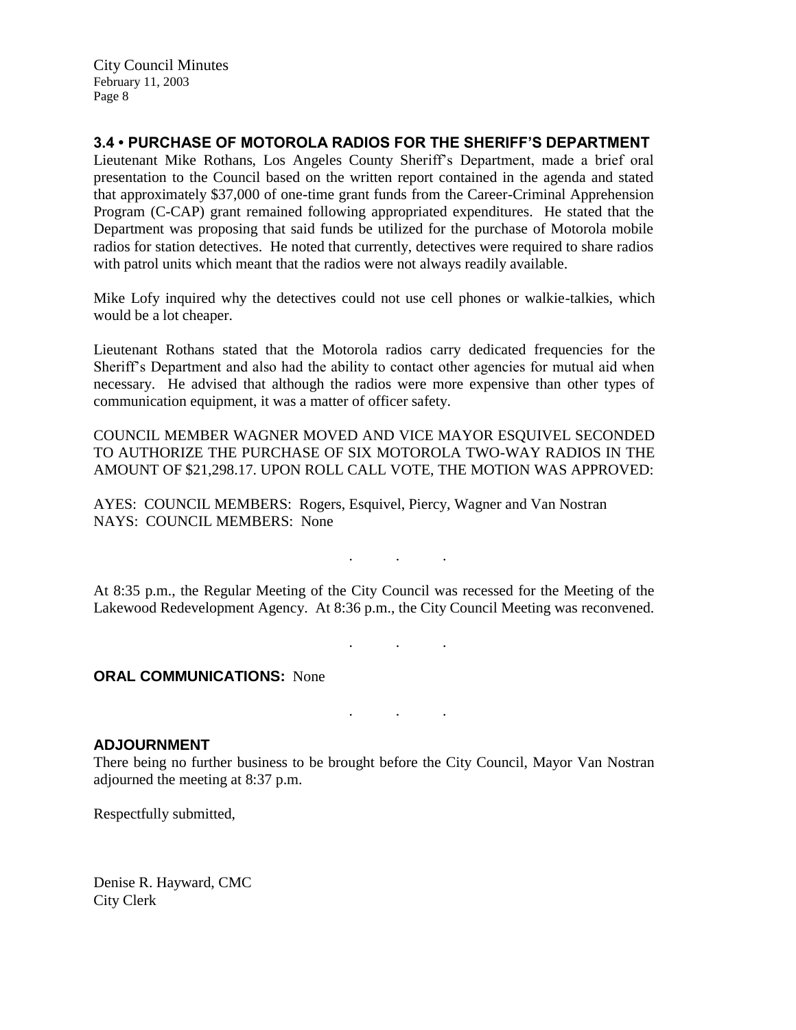## 3.4 • PURCHASE OF MOTOROLA RADIOS FOR THE SHERIFF'S DEPARTMENT

Lieutenant Mike Rothans, Los Angeles County Sheriff's Department, made a brief oral presentation to the Council based on the written report contained in the agenda and stated that approximately $37,000 of one-time grant funds from the Career-Criminal Apprehension Program (C-CAP) grant remained following appropriated expenditures. He stated that the Department was proposing that said funds be utilized for the purchase of Motorola mobile radios for station detectives. He noted that currently, detectives were required to share radios with patrol units which meant that the radios were not always readily available.

Mike Lofy inquired why the detectives could not use cell phones or walkie-talkies, which would be a lot cheaper.

Lieutenant Rothans stated that the Motorola radios carry dedicated frequencies for the Sheriff's Department and also had the ability to contact other agencies for mutual aid when necessary. He advised that although the radios were more expensive than other types of communication equipment, it was a matter of officer safety.

COUNCIL MEMBER WAGNER MOVED AND VICE MAYOR ESQUIVEL SECONDED TO AUTHORIZE THE PURCHASE OF SIX MOTOROLA TWO-WAY RADIOS IN THE AMOUNT OF $21,298.17. UPON ROLL CALL VOTE, THE MOTION WAS APPROVED:

AYES: COUNCIL MEMBERS: Rogers, Esquivel, Piercy, Wagner and Van Nostran
NAYS: COUNCIL MEMBERS: None

. . .

At 8:35 p.m., the Regular Meeting of the City Council was recessed for the Meeting of the Lakewood Redevelopment Agency. At 8:36 p.m., the City Council Meeting was reconvened.

. . .

**ORAL COMMUNICATIONS:** None

. . .

## ADJOURNMENT

There being no further business to be brought before the City Council, Mayor Van Nostran adjourned the meeting at 8:37 p.m.

Respectfully submitted,

Denise R. Hayward, CMC
City Clerk